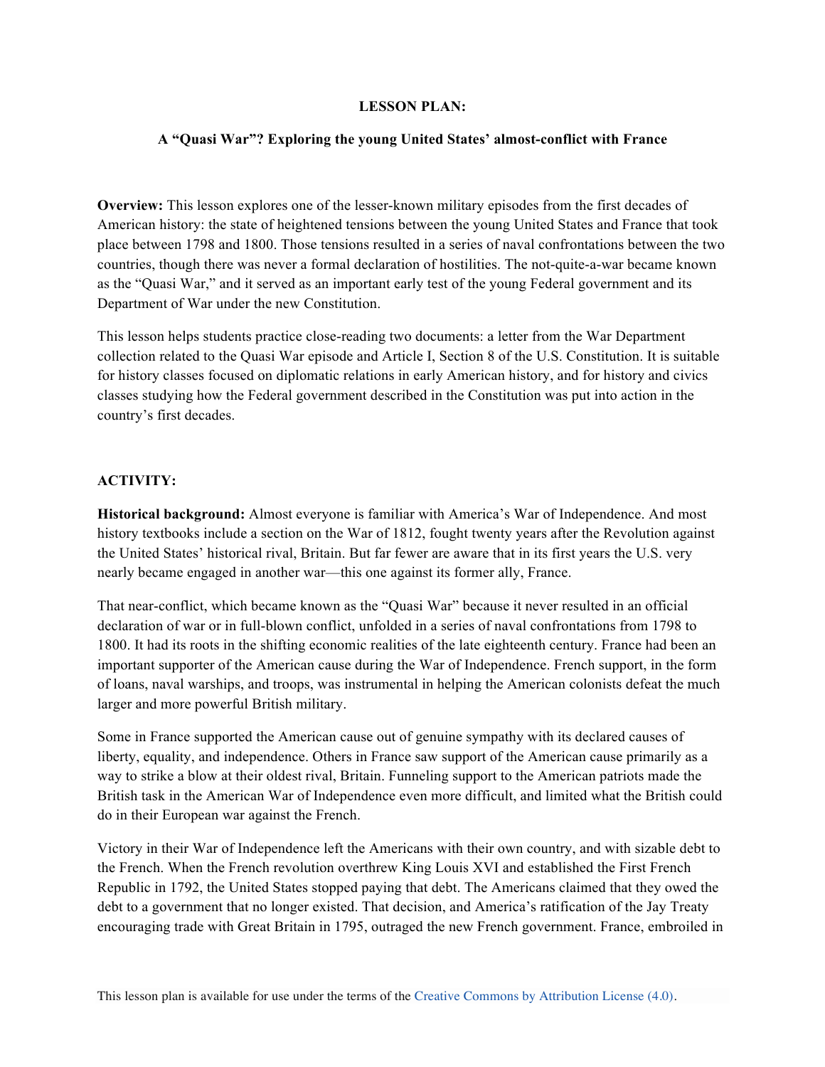**LESSON PLAN:**

**A "Quasi War"? Exploring the young United States' almost-conflict with France**

**Overview:** This lesson explores one of the lesser-known military episodes from the first decades of American history: the state of heightened tensions between the young United States and France that took place between 1798 and 1800. Those tensions resulted in a series of naval confrontations between the two countries, though there was never a formal declaration of hostilities. The not-quite-a-war became known as the "Quasi War," and it served as an important early test of the young Federal government and its Department of War under the new Constitution.

This lesson helps students practice close-reading two documents: a letter from the War Department collection related to the Quasi War episode and Article I, Section 8 of the U.S. Constitution. It is suitable for history classes focused on diplomatic relations in early American history, and for history and civics classes studying how the Federal government described in the Constitution was put into action in the country's first decades.

**ACTIVITY:**

**Historical background:** Almost everyone is familiar with America's War of Independence. And most history textbooks include a section on the War of 1812, fought twenty years after the Revolution against the United States' historical rival, Britain. But far fewer are aware that in its first years the U.S. very nearly became engaged in another war—this one against its former ally, France.

That near-conflict, which became known as the "Quasi War" because it never resulted in an official declaration of war or in full-blown conflict, unfolded in a series of naval confrontations from 1798 to 1800. It had its roots in the shifting economic realities of the late eighteenth century. France had been an important supporter of the American cause during the War of Independence. French support, in the form of loans, naval warships, and troops, was instrumental in helping the American colonists defeat the much larger and more powerful British military.

Some in France supported the American cause out of genuine sympathy with its declared causes of liberty, equality, and independence. Others in France saw support of the American cause primarily as a way to strike a blow at their oldest rival, Britain. Funneling support to the American patriots made the British task in the American War of Independence even more difficult, and limited what the British could do in their European war against the French.

Victory in their War of Independence left the Americans with their own country, and with sizable debt to the French. When the French revolution overthrew King Louis XVI and established the First French Republic in 1792, the United States stopped paying that debt. The Americans claimed that they owed the debt to a government that no longer existed. That decision, and America's ratification of the Jay Treaty encouraging trade with Great Britain in 1795, outraged the new French government. France, embroiled in

This lesson plan is available for use under the terms of the Creative Commons by Attribution License (4.0).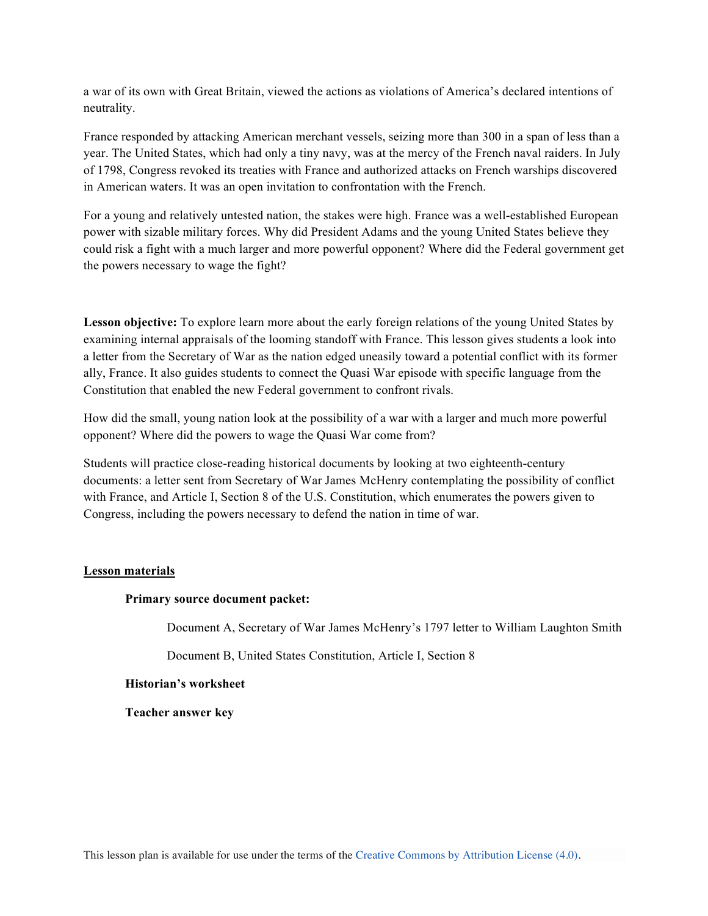a war of its own with Great Britain, viewed the actions as violations of America's declared intentions of neutrality.

France responded by attacking American merchant vessels, seizing more than 300 in a span of less than a year. The United States, which had only a tiny navy, was at the mercy of the French naval raiders. In July of 1798, Congress revoked its treaties with France and authorized attacks on French warships discovered in American waters. It was an open invitation to confrontation with the French.

For a young and relatively untested nation, the stakes were high. France was a well-established European power with sizable military forces. Why did President Adams and the young United States believe they could risk a fight with a much larger and more powerful opponent? Where did the Federal government get the powers necessary to wage the fight?

**Lesson objective:** To explore learn more about the early foreign relations of the young United States by examining internal appraisals of the looming standoff with France. This lesson gives students a look into a letter from the Secretary of War as the nation edged uneasily toward a potential conflict with its former ally, France. It also guides students to connect the Quasi War episode with specific language from the Constitution that enabled the new Federal government to confront rivals.

How did the small, young nation look at the possibility of a war with a larger and much more powerful opponent? Where did the powers to wage the Quasi War come from?

Students will practice close-reading historical documents by looking at two eighteenth-century documents: a letter sent from Secretary of War James McHenry contemplating the possibility of conflict with France, and Article I, Section 8 of the U.S. Constitution, which enumerates the powers given to Congress, including the powers necessary to defend the nation in time of war.

## Lesson materials

**Primary source document packet:**

Document A, Secretary of War James McHenry's 1797 letter to William Laughton Smith

Document B, United States Constitution, Article I, Section 8

**Historian's worksheet**

**Teacher answer key**

This lesson plan is available for use under the terms of the Creative Commons by Attribution License (4.0).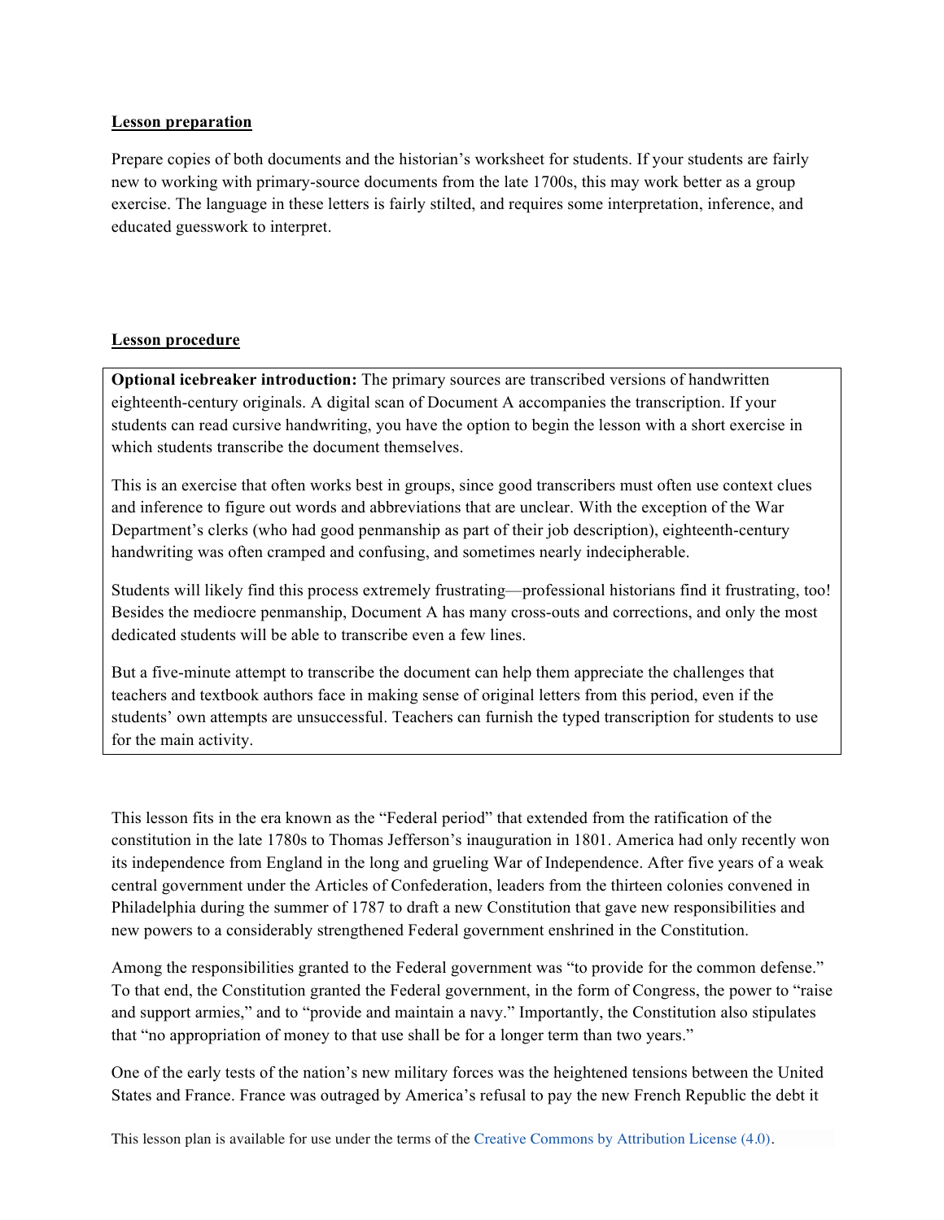**Lesson preparation**

Prepare copies of both documents and the historian's worksheet for students. If your students are fairly new to working with primary-source documents from the late 1700s, this may work better as a group exercise. The language in these letters is fairly stilted, and requires some interpretation, inference, and educated guesswork to interpret.

**Lesson procedure**

> **Optional icebreaker introduction:** The primary sources are transcribed versions of handwritten eighteenth-century originals. A digital scan of Document A accompanies the transcription. If your students can read cursive handwriting, you have the option to begin the lesson with a short exercise in which students transcribe the document themselves.
>
> This is an exercise that often works best in groups, since good transcribers must often use context clues and inference to figure out words and abbreviations that are unclear. With the exception of the War Department's clerks (who had good penmanship as part of their job description), eighteenth-century handwriting was often cramped and confusing, and sometimes nearly indecipherable.
>
> Students will likely find this process extremely frustrating—professional historians find it frustrating, too! Besides the mediocre penmanship, Document A has many cross-outs and corrections, and only the most dedicated students will be able to transcribe even a few lines.
>
> But a five-minute attempt to transcribe the document can help them appreciate the challenges that teachers and textbook authors face in making sense of original letters from this period, even if the students' own attempts are unsuccessful. Teachers can furnish the typed transcription for students to use for the main activity.

This lesson fits in the era known as the "Federal period" that extended from the ratification of the constitution in the late 1780s to Thomas Jefferson's inauguration in 1801. America had only recently won its independence from England in the long and grueling War of Independence. After five years of a weak central government under the Articles of Confederation, leaders from the thirteen colonies convened in Philadelphia during the summer of 1787 to draft a new Constitution that gave new responsibilities and new powers to a considerably strengthened Federal government enshrined in the Constitution.

Among the responsibilities granted to the Federal government was "to provide for the common defense." To that end, the Constitution granted the Federal government, in the form of Congress, the power to "raise and support armies," and to "provide and maintain a navy." Importantly, the Constitution also stipulates that "no appropriation of money to that use shall be for a longer term than two years."

One of the early tests of the nation's new military forces was the heightened tensions between the United States and France. France was outraged by America's refusal to pay the new French Republic the debt it

This lesson plan is available for use under the terms of the Creative Commons by Attribution License (4.0).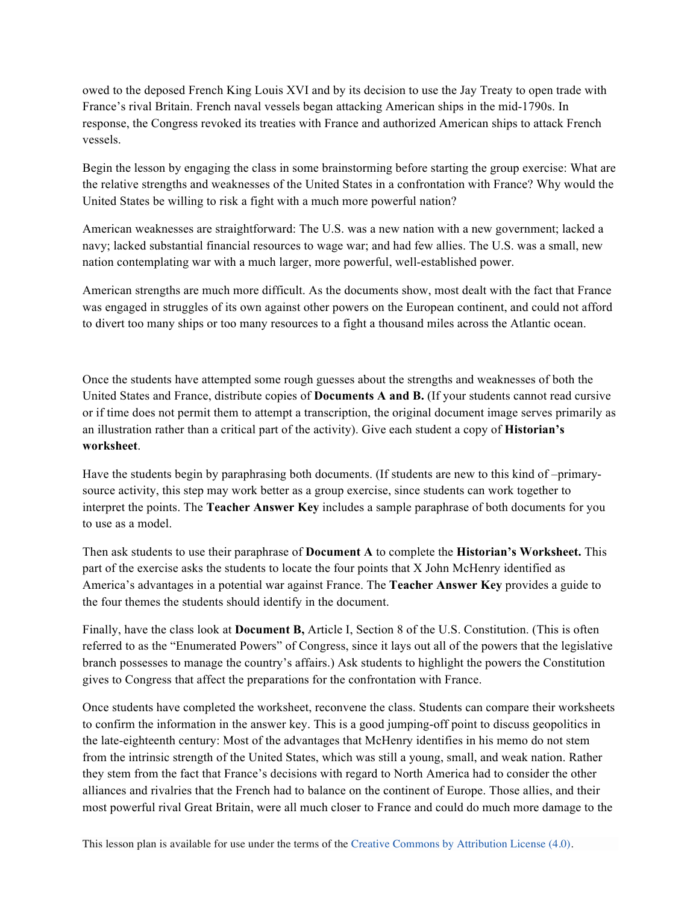owed to the deposed French King Louis XVI and by its decision to use the Jay Treaty to open trade with France's rival Britain. French naval vessels began attacking American ships in the mid-1790s. In response, the Congress revoked its treaties with France and authorized American ships to attack French vessels.

Begin the lesson by engaging the class in some brainstorming before starting the group exercise: What are the relative strengths and weaknesses of the United States in a confrontation with France? Why would the United States be willing to risk a fight with a much more powerful nation?

American weaknesses are straightforward: The U.S. was a new nation with a new government; lacked a navy; lacked substantial financial resources to wage war; and had few allies. The U.S. was a small, new nation contemplating war with a much larger, more powerful, well-established power.

American strengths are much more difficult. As the documents show, most dealt with the fact that France was engaged in struggles of its own against other powers on the European continent, and could not afford to divert too many ships or too many resources to a fight a thousand miles across the Atlantic ocean.

Once the students have attempted some rough guesses about the strengths and weaknesses of both the United States and France, distribute copies of **Documents A and B.** (If your students cannot read cursive or if time does not permit them to attempt a transcription, the original document image serves primarily as an illustration rather than a critical part of the activity). Give each student a copy of **Historian's worksheet**.

Have the students begin by paraphrasing both documents. (If students are new to this kind of –primary-source activity, this step may work better as a group exercise, since students can work together to interpret the points. The **Teacher Answer Key** includes a sample paraphrase of both documents for you to use as a model.

Then ask students to use their paraphrase of **Document A** to complete the **Historian's Worksheet.** This part of the exercise asks the students to locate the four points that X John McHenry identified as America's advantages in a potential war against France. The **Teacher Answer Key** provides a guide to the four themes the students should identify in the document.

Finally, have the class look at **Document B,** Article I, Section 8 of the U.S. Constitution. (This is often referred to as the "Enumerated Powers" of Congress, since it lays out all of the powers that the legislative branch possesses to manage the country's affairs.) Ask students to highlight the powers the Constitution gives to Congress that affect the preparations for the confrontation with France.

Once students have completed the worksheet, reconvene the class. Students can compare their worksheets to confirm the information in the answer key. This is a good jumping-off point to discuss geopolitics in the late-eighteenth century: Most of the advantages that McHenry identifies in his memo do not stem from the intrinsic strength of the United States, which was still a young, small, and weak nation. Rather they stem from the fact that France's decisions with regard to North America had to consider the other alliances and rivalries that the French had to balance on the continent of Europe. Those allies, and their most powerful rival Great Britain, were all much closer to France and could do much more damage to the

This lesson plan is available for use under the terms of the Creative Commons by Attribution License (4.0).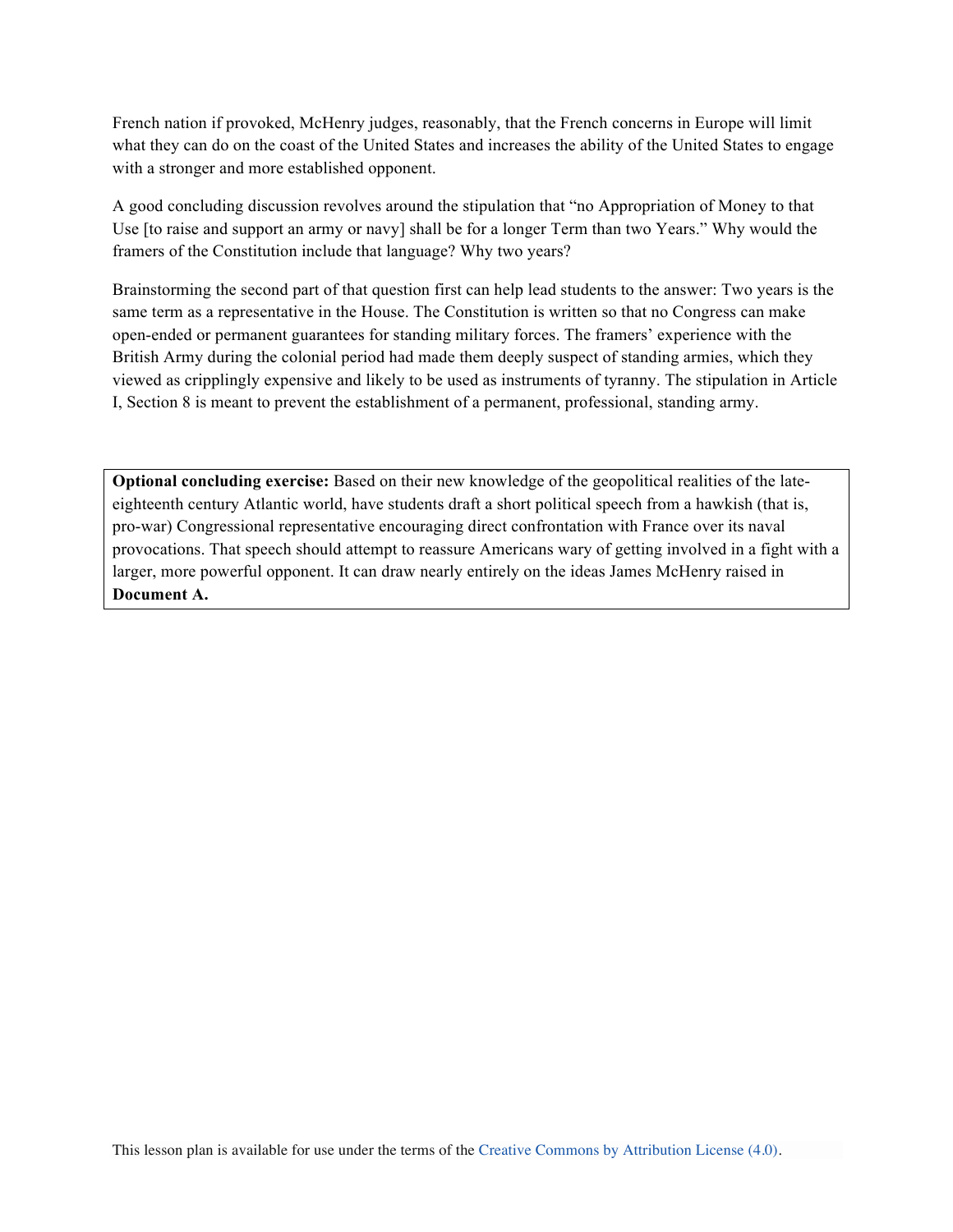French nation if provoked, McHenry judges, reasonably, that the French concerns in Europe will limit what they can do on the coast of the United States and increases the ability of the United States to engage with a stronger and more established opponent.

A good concluding discussion revolves around the stipulation that "no Appropriation of Money to that Use [to raise and support an army or navy] shall be for a longer Term than two Years." Why would the framers of the Constitution include that language? Why two years?

Brainstorming the second part of that question first can help lead students to the answer: Two years is the same term as a representative in the House. The Constitution is written so that no Congress can make open-ended or permanent guarantees for standing military forces. The framers' experience with the British Army during the colonial period had made them deeply suspect of standing armies, which they viewed as cripplingly expensive and likely to be used as instruments of tyranny. The stipulation in Article I, Section 8 is meant to prevent the establishment of a permanent, professional, standing army.

**Optional concluding exercise:** Based on their new knowledge of the geopolitical realities of the late-eighteenth century Atlantic world, have students draft a short political speech from a hawkish (that is, pro-war) Congressional representative encouraging direct confrontation with France over its naval provocations. That speech should attempt to reassure Americans wary of getting involved in a fight with a larger, more powerful opponent. It can draw nearly entirely on the ideas James McHenry raised in **Document A.**

This lesson plan is available for use under the terms of the Creative Commons by Attribution License (4.0).